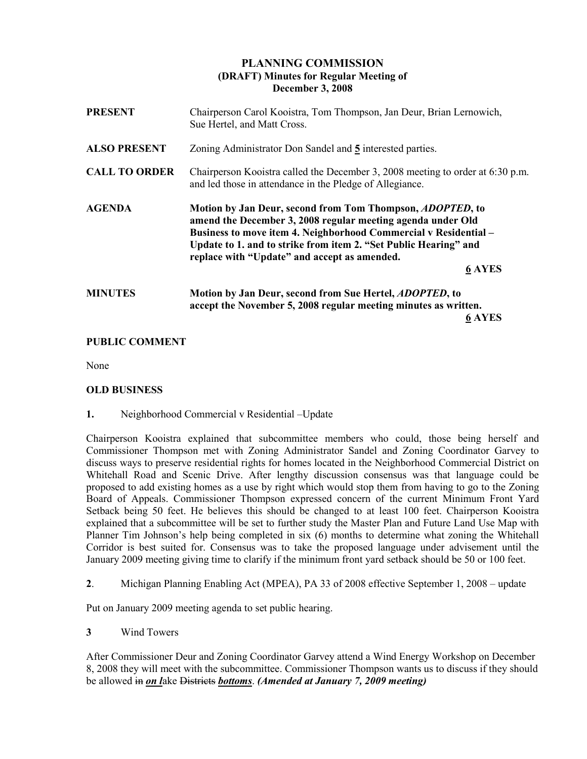# PLANNING COMMISSION
## (DRAFT) Minutes for Regular Meeting of
## December 3, 2008

**PRESENT** Chairperson Carol Kooistra, Tom Thompson, Jan Deur, Brian Lernowich, Sue Hertel, and Matt Cross.

**ALSO PRESENT** Zoning Administrator Don Sandel and **5** interested parties.

**CALL TO ORDER** Chairperson Kooistra called the December 3, 2008 meeting to order at 6:30 p.m. and led those in attendance in the Pledge of Allegiance.

**AGENDA** **Motion by Jan Deur, second from Tom Thompson, *ADOPTED*, to amend the December 3, 2008 regular meeting agenda under Old Business to move item 4. Neighborhood Commercial v Residential – Update to 1. and to strike from item 2. "Set Public Hearing" and replace with "Update" and accept as amended.**

**6 AYES**

**MINUTES** **Motion by Jan Deur, second from Sue Hertel, *ADOPTED*, to accept the November 5, 2008 regular meeting minutes as written.**

**6 AYES**

**PUBLIC COMMENT**

None

**OLD BUSINESS**

**1.** Neighborhood Commercial v Residential –Update

Chairperson Kooistra explained that subcommittee members who could, those being herself and Commissioner Thompson met with Zoning Administrator Sandel and Zoning Coordinator Garvey to discuss ways to preserve residential rights for homes located in the Neighborhood Commercial District on Whitehall Road and Scenic Drive. After lengthy discussion consensus was that language could be proposed to add existing homes as a use by right which would stop them from having to go to the Zoning Board of Appeals. Commissioner Thompson expressed concern of the current Minimum Front Yard Setback being 50 feet. He believes this should be changed to at least 100 feet. Chairperson Kooistra explained that a subcommittee will be set to further study the Master Plan and Future Land Use Map with Planner Tim Johnson's help being completed in six (6) months to determine what zoning the Whitehall Corridor is best suited for. Consensus was to take the proposed language under advisement until the January 2009 meeting giving time to clarify if the minimum front yard setback should be 50 or 100 feet.

**2**. Michigan Planning Enabling Act (MPEA), PA 33 of 2008 effective September 1, 2008 – update

Put on January 2009 meeting agenda to set public hearing.

**3** Wind Towers

After Commissioner Deur and Zoning Coordinator Garvey attend a Wind Energy Workshop on December 8, 2008 they will meet with the subcommittee. Commissioner Thompson wants us to discuss if they should be allowed ~~in~~ ***on l***ake ~~Districts~~ ***bottoms***. ***(Amended at January 7, 2009 meeting)***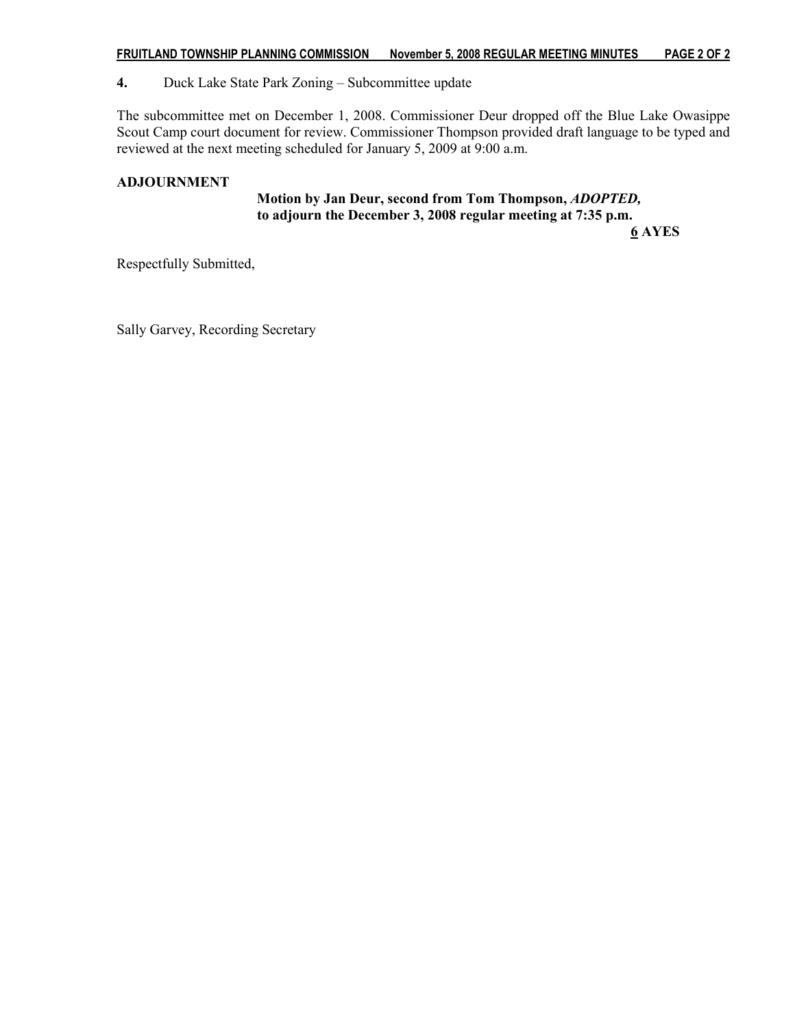**4.** Duck Lake State Park Zoning – Subcommittee update

The subcommittee met on December 1, 2008. Commissioner Deur dropped off the Blue Lake Owasippe Scout Camp court document for review. Commissioner Thompson provided draft language to be typed and reviewed at the next meeting scheduled for January 5, 2009 at 9:00 a.m.

**ADJOURNMENT**

**Motion by Jan Deur, second from Tom Thompson, *ADOPTED,* to adjourn the December 3, 2008 regular meeting at 7:35 p.m.**

**6 AYES**

Respectfully Submitted,

Sally Garvey, Recording Secretary